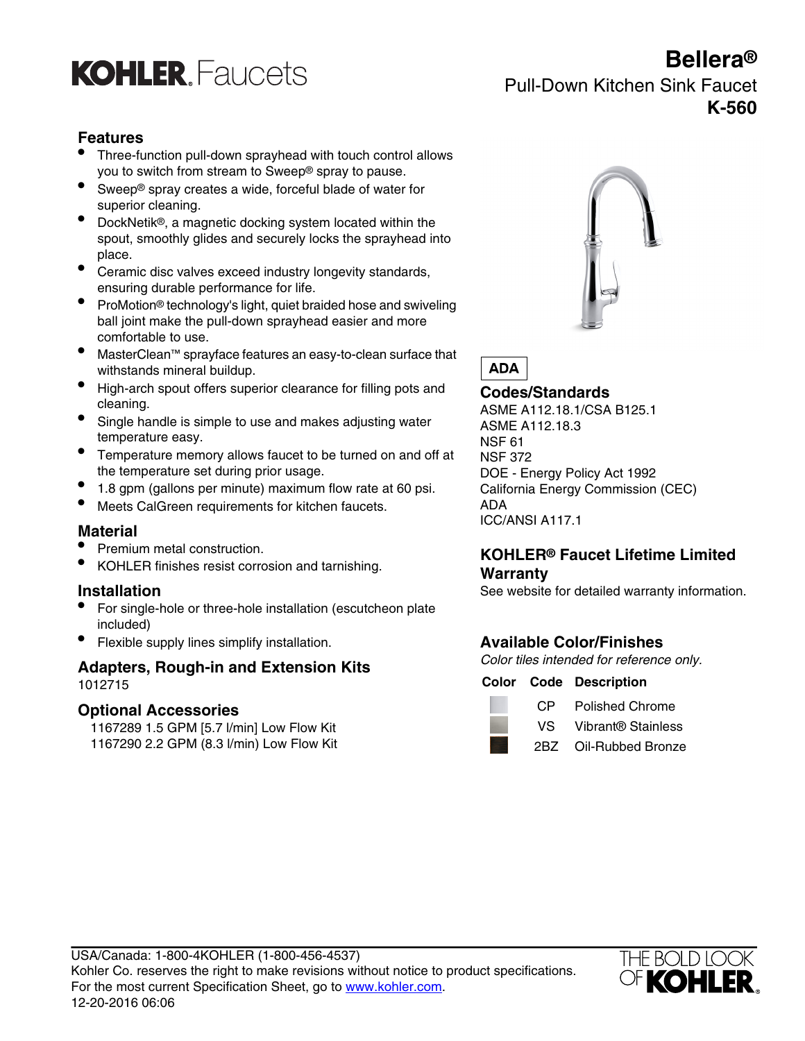# KOHLER Faucets

# Bellera®

## Pull-Down Kitchen Sink Faucet

## K-560

### Features

- Three-function pull-down sprayhead with touch control allows you to switch from stream to Sweep® spray to pause.
- Sweep® spray creates a wide, forceful blade of water for superior cleaning.
- DockNetik®, a magnetic docking system located within the spout, smoothly glides and securely locks the sprayhead into place.
- Ceramic disc valves exceed industry longevity standards, ensuring durable performance for life.
- ProMotion® technology's light, quiet braided hose and swiveling ball joint make the pull-down sprayhead easier and more comfortable to use.
- MasterClean™ sprayface features an easy-to-clean surface that withstands mineral buildup.
- High-arch spout offers superior clearance for filling pots and cleaning.
- Single handle is simple to use and makes adjusting water temperature easy.
- Temperature memory allows faucet to be turned on and off at the temperature set during prior usage.
- 1.8 gpm (gallons per minute) maximum flow rate at 60 psi.
- Meets CalGreen requirements for kitchen faucets.

### Material

- Premium metal construction.
- KOHLER finishes resist corrosion and tarnishing.

### Installation

- For single-hole or three-hole installation (escutcheon plate included)
- Flexible supply lines simplify installation.

### Adapters, Rough-in and Extension Kits

1012715

### Optional Accessories

1167289 1.5 GPM [5.7 l/min] Low Flow Kit
1167290 2.2 GPM (8.3 l/min) Low Flow Kit

**ADA**

### Codes/Standards

ASME A112.18.1/CSA B125.1
ASME A112.18.3
NSF 61
NSF 372
DOE - Energy Policy Act 1992
California Energy Commission (CEC)
ADA
ICC/ANSI A117.1

### KOHLER® Faucet Lifetime Limited Warranty

See website for detailed warranty information.

### Available Color/Finishes

*Color tiles intended for reference only.*

| Color | Code | Description |
| --- | --- | --- |
| | CP | Polished Chrome |
| | VS | Vibrant® Stainless |
| | 2BZ | Oil-Rubbed Bronze |

USA/Canada: 1-800-4KOHLER (1-800-456-4537)
Kohler Co. reserves the right to make revisions without notice to product specifications.
For the most current Specification Sheet, go to www.kohler.com.
12-20-2016 06:06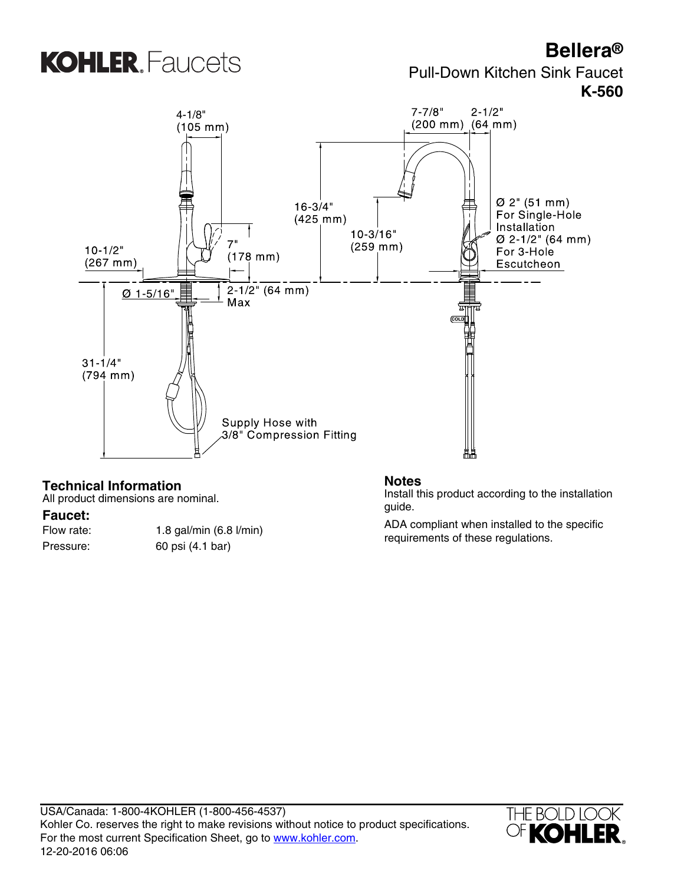# KOHLER. Faucets

## Bellera®

Pull-Down Kitchen Sink Faucet

**K-560**

4-1/8"
(105 mm)

7-7/8"
(200 mm)

2-1/2"
(64 mm)

16-3/4"
(425 mm)

10-3/16"
(259 mm)

Ø 2" (51 mm)
For Single-Hole
Installation
Ø 2-1/2" (64 mm)
For 3-Hole
Escutcheon

10-1/2"
(267 mm)

7"
(178 mm)

Ø 1-5/16"

2-1/2" (64 mm)
Max

COLD

31-1/4"
(794 mm)

Supply Hose with
3/8" Compression Fitting

### Technical Information

All product dimensions are nominal.

#### Faucet:

| | |
|---|---|
| Flow rate: | 1.8 gal/min (6.8 l/min) |
| Pressure: | 60 psi (4.1 bar) |

### Notes

Install this product according to the installation guide.

ADA compliant when installed to the specific requirements of these regulations.

USA/Canada: 1-800-4KOHLER (1-800-456-4537)
Kohler Co. reserves the right to make revisions without notice to product specifications.
For the most current Specification Sheet, go to www.kohler.com.
12-20-2016 06:06

THE BOLD LOOK OF KOHLER.